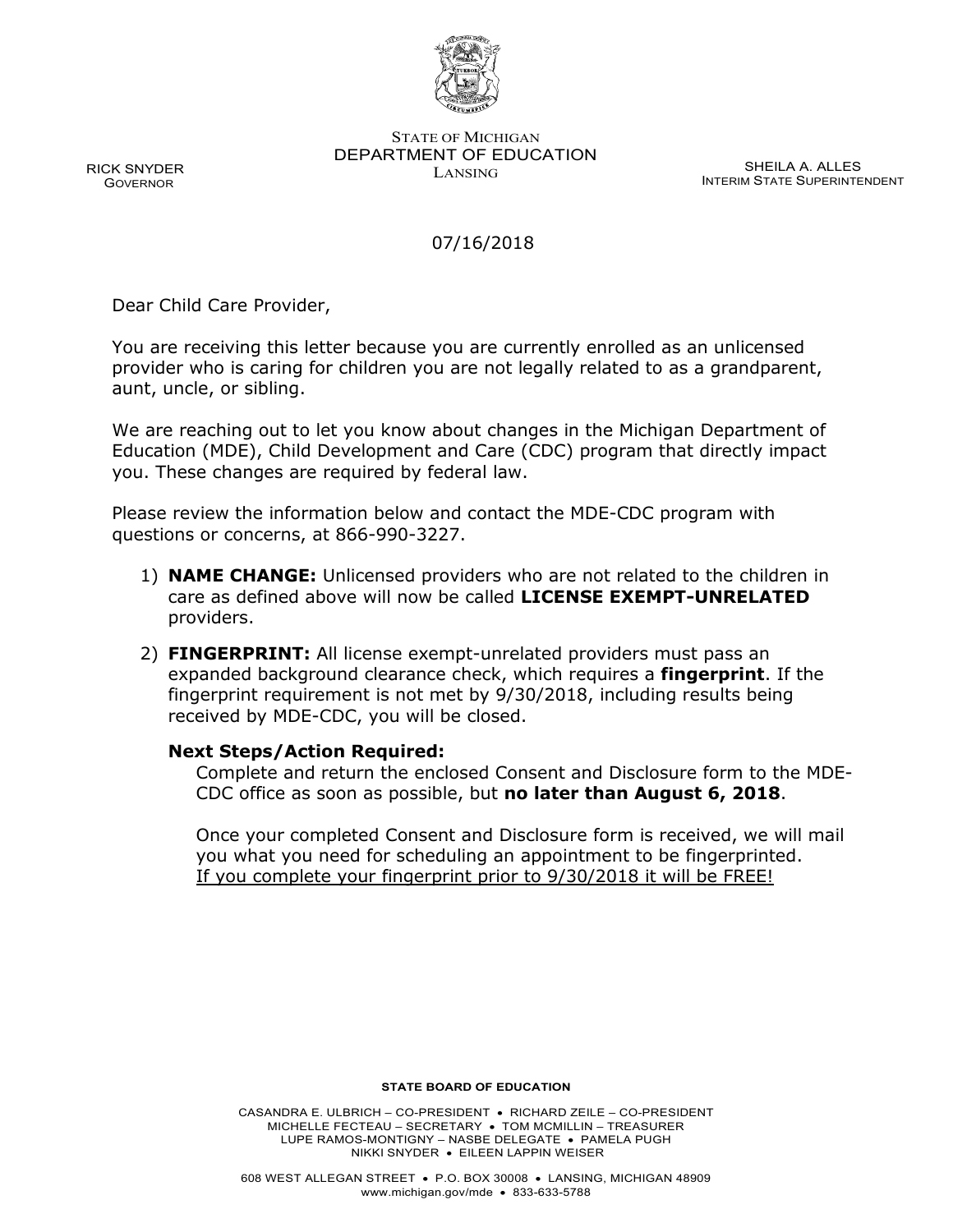STATE OF MICHIGAN
DEPARTMENT OF EDUCATION
LANSING

RICK SNYDER
GOVERNOR

SHEILA A. ALLES
INTERIM STATE SUPERINTENDENT

07/16/2018

Dear Child Care Provider,

You are receiving this letter because you are currently enrolled as an unlicensed provider who is caring for children you are not legally related to as a grandparent, aunt, uncle, or sibling.

We are reaching out to let you know about changes in the Michigan Department of Education (MDE), Child Development and Care (CDC) program that directly impact you. These changes are required by federal law.

Please review the information below and contact the MDE-CDC program with questions or concerns, at 866-990-3227.

1) **NAME CHANGE:** Unlicensed providers who are not related to the children in care as defined above will now be called **LICENSE EXEMPT-UNRELATED** providers.

2) **FINGERPRINT:** All license exempt-unrelated providers must pass an expanded background clearance check, which requires a **fingerprint**. If the fingerprint requirement is not met by 9/30/2018, including results being received by MDE-CDC, you will be closed.

   **Next Steps/Action Required:**

   Complete and return the enclosed Consent and Disclosure form to the MDE-CDC office as soon as possible, but **no later than August 6, 2018**.

   Once your completed Consent and Disclosure form is received, we will mail you what you need for scheduling an appointment to be fingerprinted.
   <u>If you complete your fingerprint prior to 9/30/2018 it will be FREE!</u>

**STATE BOARD OF EDUCATION**

CASANDRA E. ULBRICH – CO-PRESIDENT • RICHARD ZEILE – CO-PRESIDENT
MICHELLE FECTEAU – SECRETARY • TOM MCMILLIN – TREASURER
LUPE RAMOS-MONTIGNY – NASBE DELEGATE • PAMELA PUGH
NIKKI SNYDER • EILEEN LAPPIN WEISER

608 WEST ALLEGAN STREET • P.O. BOX 30008 • LANSING, MICHIGAN 48909
www.michigan.gov/mde • 833-633-5788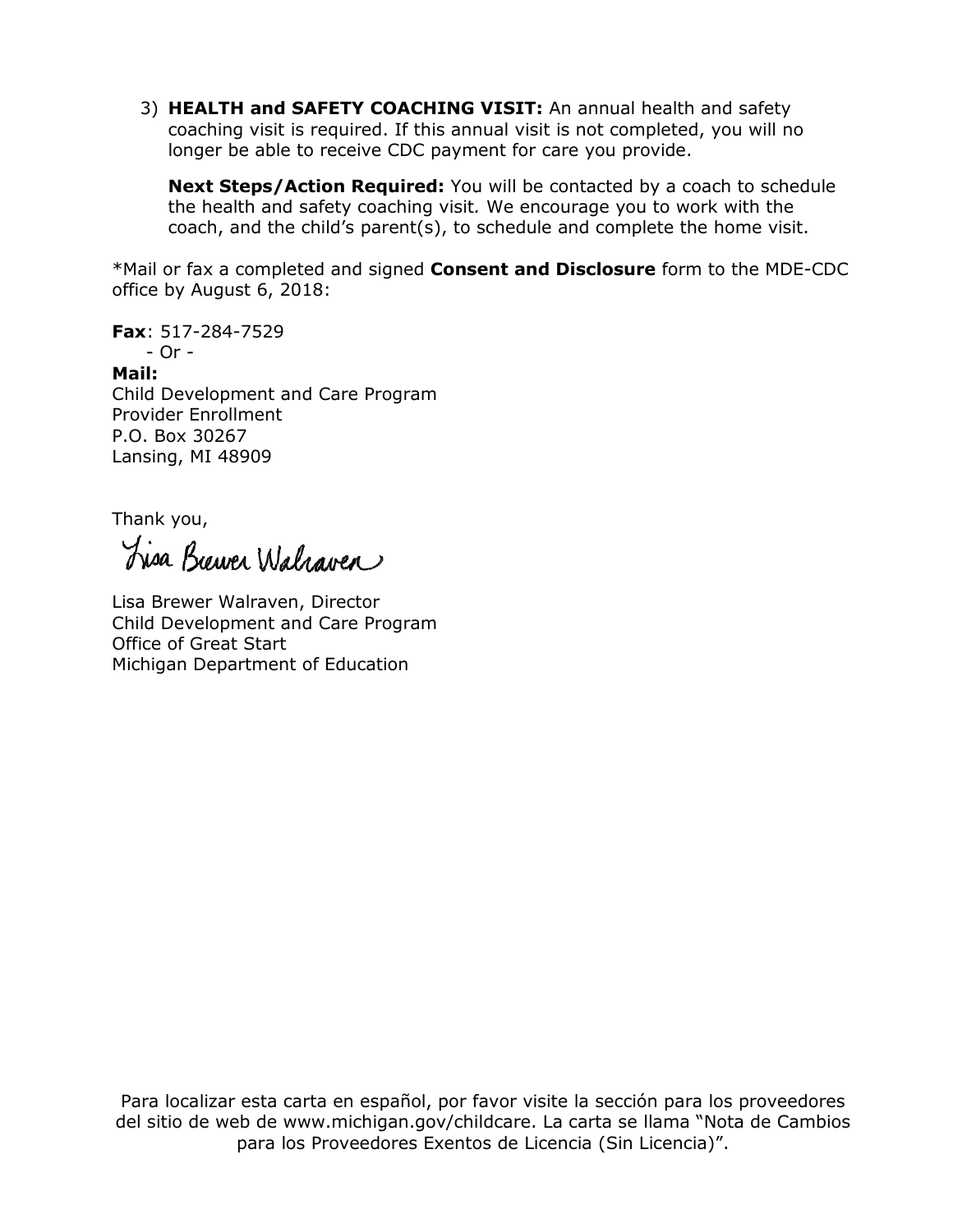3) **HEALTH and SAFETY COACHING VISIT:** An annual health and safety coaching visit is required. If this annual visit is not completed, you will no longer be able to receive CDC payment for care you provide.

   **Next Steps/Action Required:** You will be contacted by a coach to schedule the health and safety coaching visit. We encourage you to work with the coach, and the child's parent(s), to schedule and complete the home visit.

*Mail or fax a completed and signed **Consent and Disclosure** form to the MDE-CDC office by August 6, 2018:

**Fax**: 517-284-7529
- Or -

**Mail:**
Child Development and Care Program
Provider Enrollment
P.O. Box 30267
Lansing, MI 48909

Thank you,

Lisa Brewer Walraven

Lisa Brewer Walraven, Director
Child Development and Care Program
Office of Great Start
Michigan Department of Education

Para localizar esta carta en español, por favor visite la sección para los proveedores del sitio de web de www.michigan.gov/childcare. La carta se llama "Nota de Cambios para los Proveedores Exentos de Licencia (Sin Licencia)".